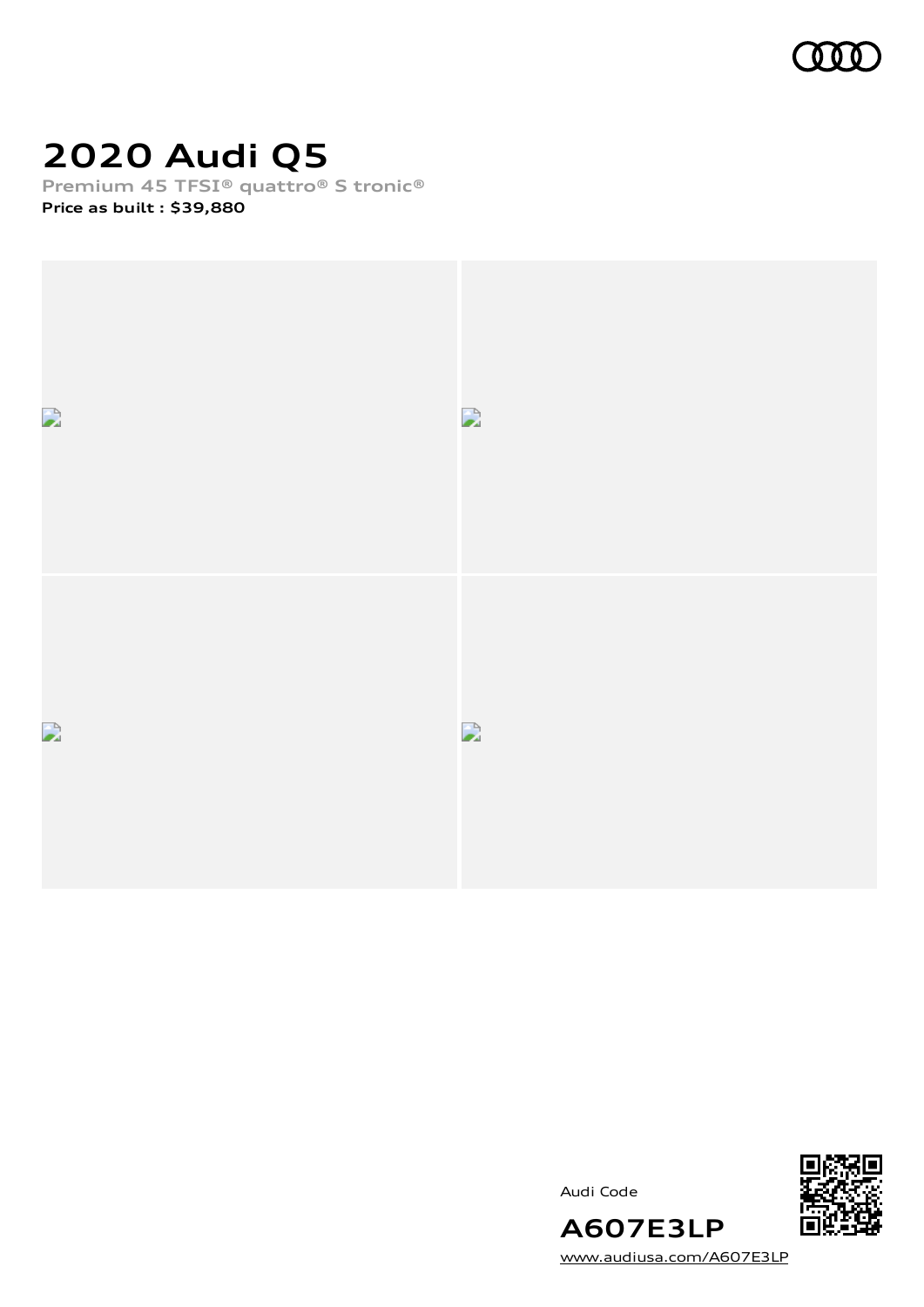# 2020 Audi Q5

Premium 45 TFSI® quattro® S tronic®

**Price as built : $39,880**

Audi Code

**A607E3LP**

www.audiusa.com/A607E3LP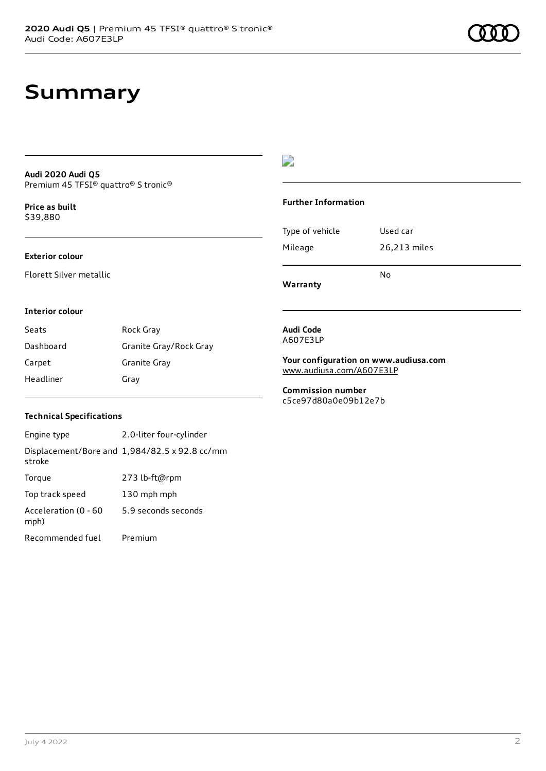# Summary

**Audi 2020 Audi Q5**
Premium 45 TFSI® quattro® S tronic®

**Price as built**
$39,880

### Exterior colour

Florett Silver metallic

### Interior colour

| Seats | Rock Gray |
| --- | --- |
| Dashboard | Granite Gray/Rock Gray |
| Carpet | Granite Gray |
| Headliner | Gray |

### Technical Specifications

| Engine type | 2.0-liter four-cylinder |
| --- | --- |
| Displacement/Bore and stroke | 1,984/82.5 x 92.8 cc/mm |
| Torque | 273 lb-ft@rpm |
| Top track speed | 130 mph mph |
| Acceleration (0 - 60 mph) | 5.9 seconds seconds |
| Recommended fuel | Premium |

### Further Information

| Type of vehicle | Used car |
| --- | --- |
| Mileage | 26,213 miles |
| **Warranty** | No |

**Audi Code**
A607E3LP

**Your configuration on www.audiusa.com**
www.audiusa.com/A607E3LP

**Commission number**
c5ce97d80a0e09b12e7b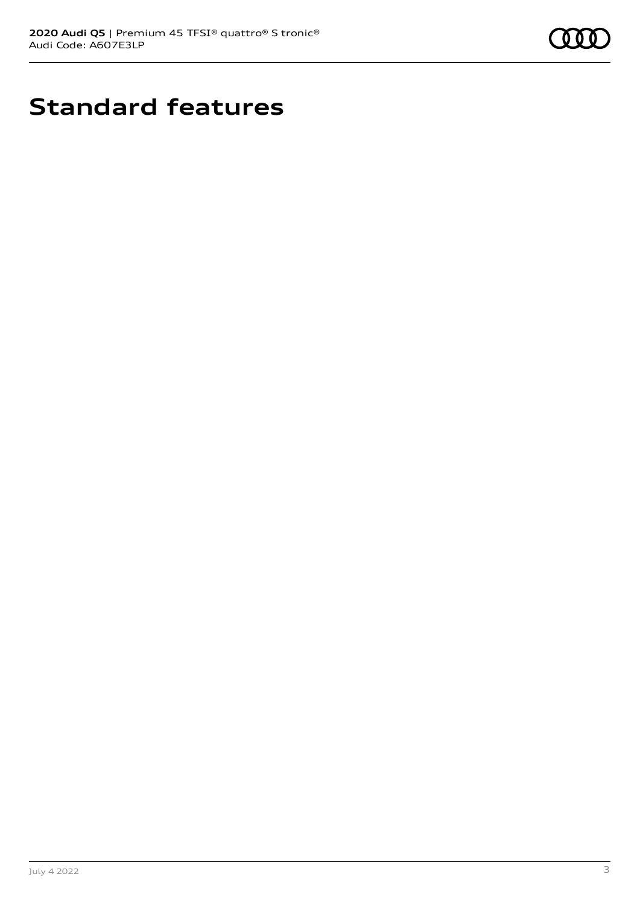# Standard features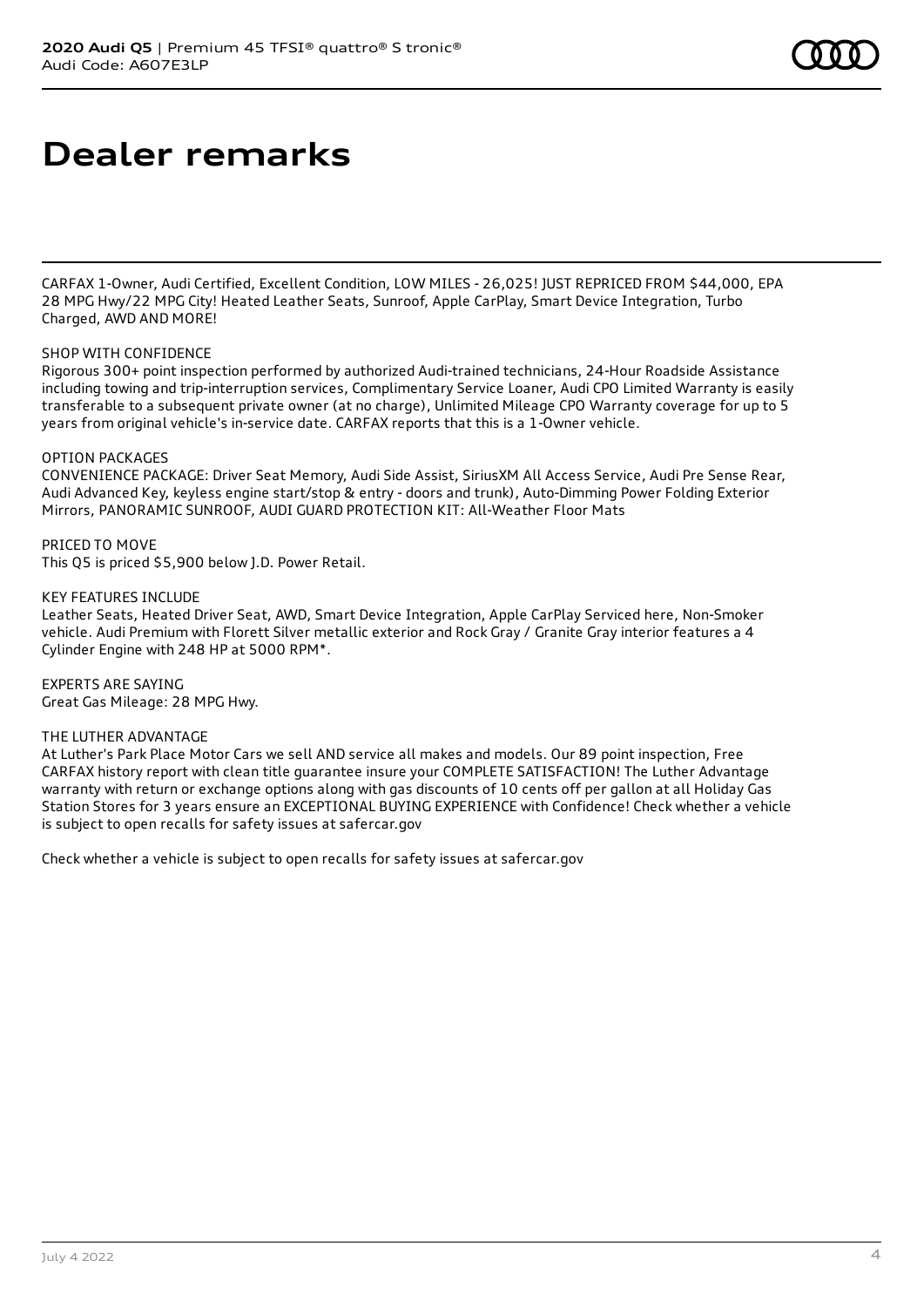# Dealer remarks

CARFAX 1-Owner, Audi Certified, Excellent Condition, LOW MILES - 26,025! JUST REPRICED FROM $44,000, EPA 28 MPG Hwy/22 MPG City! Heated Leather Seats, Sunroof, Apple CarPlay, Smart Device Integration, Turbo Charged, AWD AND MORE!

SHOP WITH CONFIDENCE
Rigorous 300+ point inspection performed by authorized Audi-trained technicians, 24-Hour Roadside Assistance including towing and trip-interruption services, Complimentary Service Loaner, Audi CPO Limited Warranty is easily transferable to a subsequent private owner (at no charge), Unlimited Mileage CPO Warranty coverage for up to 5 years from original vehicle's in-service date. CARFAX reports that this is a 1-Owner vehicle.

OPTION PACKAGES
CONVENIENCE PACKAGE: Driver Seat Memory, Audi Side Assist, SiriusXM All Access Service, Audi Pre Sense Rear, Audi Advanced Key, keyless engine start/stop & entry - doors and trunk), Auto-Dimming Power Folding Exterior Mirrors, PANORAMIC SUNROOF, AUDI GUARD PROTECTION KIT: All-Weather Floor Mats

PRICED TO MOVE
This Q5 is priced $5,900 below J.D. Power Retail.

KEY FEATURES INCLUDE
Leather Seats, Heated Driver Seat, AWD, Smart Device Integration, Apple CarPlay Serviced here, Non-Smoker vehicle. Audi Premium with Florett Silver metallic exterior and Rock Gray / Granite Gray interior features a 4 Cylinder Engine with 248 HP at 5000 RPM*.

EXPERTS ARE SAYING
Great Gas Mileage: 28 MPG Hwy.

THE LUTHER ADVANTAGE
At Luther's Park Place Motor Cars we sell AND service all makes and models. Our 89 point inspection, Free CARFAX history report with clean title guarantee insure your COMPLETE SATISFACTION! The Luther Advantage warranty with return or exchange options along with gas discounts of 10 cents off per gallon at all Holiday Gas Station Stores for 3 years ensure an EXCEPTIONAL BUYING EXPERIENCE with Confidence! Check whether a vehicle is subject to open recalls for safety issues at safercar.gov

Check whether a vehicle is subject to open recalls for safety issues at safercar.gov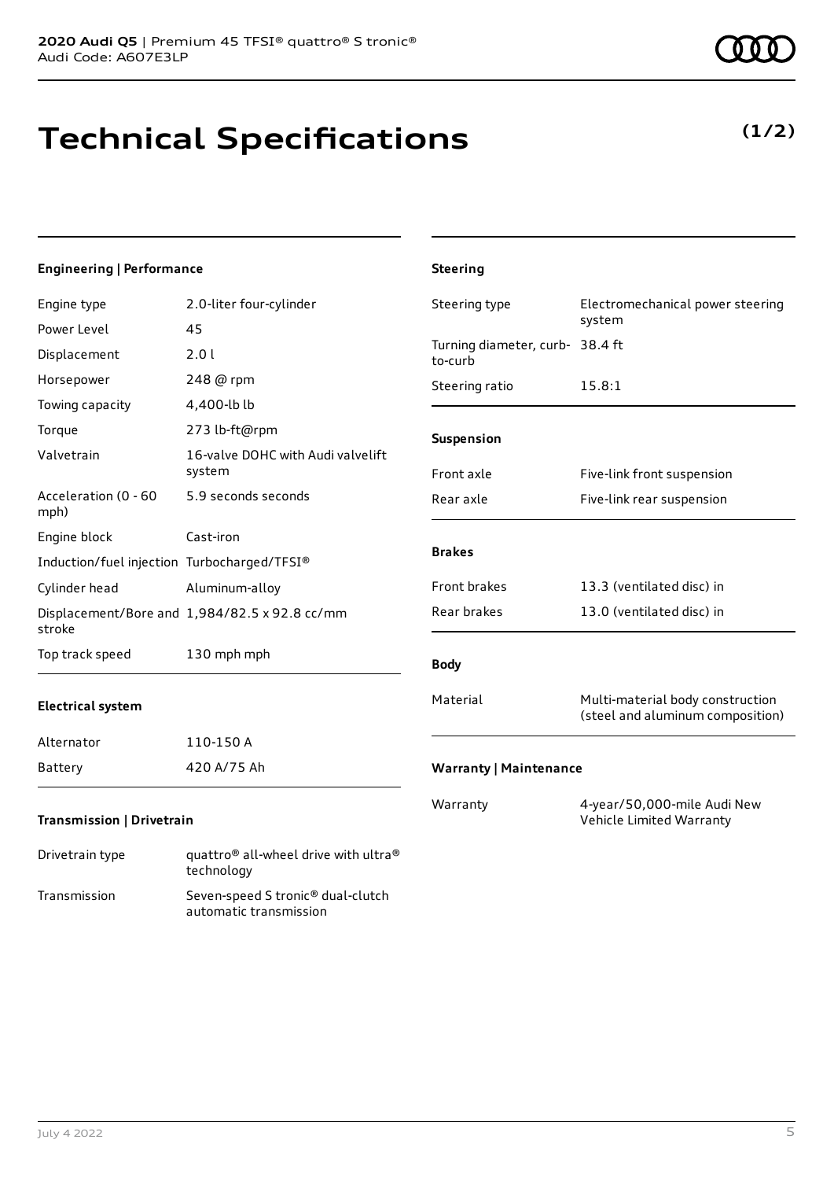# Technical Specifications

**(1/2)**

### Engineering | Performance

| | |
|---|---|
| Engine type | 2.0-liter four-cylinder |
| Power Level | 45 |
| Displacement | 2.0 l |
| Horsepower | 248 @ rpm |
| Towing capacity | 4,400-lb lb |
| Torque | 273 lb-ft@rpm |
| Valvetrain | 16-valve DOHC with Audi valvelift system |
| Acceleration (0 - 60 mph) | 5.9 seconds seconds |
| Engine block | Cast-iron |
| Induction/fuel injection | Turbocharged/TFSI® |
| Cylinder head | Aluminum-alloy |
| Displacement/Bore and stroke | 1,984/82.5 x 92.8 cc/mm |
| Top track speed | 130 mph mph |

### Electrical system

| | |
|---|---|
| Alternator | 110-150 A |
| Battery | 420 A/75 Ah |

### Transmission | Drivetrain

| | |
|---|---|
| Drivetrain type | quattro® all-wheel drive with ultra® technology |
| Transmission | Seven-speed S tronic® dual-clutch automatic transmission |

### Steering

| | |
|---|---|
| Steering type | Electromechanical power steering system |
| Turning diameter, curb-to-curb | 38.4 ft |
| Steering ratio | 15.8:1 |

### Suspension

| | |
|---|---|
| Front axle | Five-link front suspension |
| Rear axle | Five-link rear suspension |

### Brakes

| | |
|---|---|
| Front brakes | 13.3 (ventilated disc) in |
| Rear brakes | 13.0 (ventilated disc) in |

### Body

| | |
|---|---|
| Material | Multi-material body construction (steel and aluminum composition) |

### Warranty | Maintenance

| | |
|---|---|
| Warranty | 4-year/50,000-mile Audi New Vehicle Limited Warranty |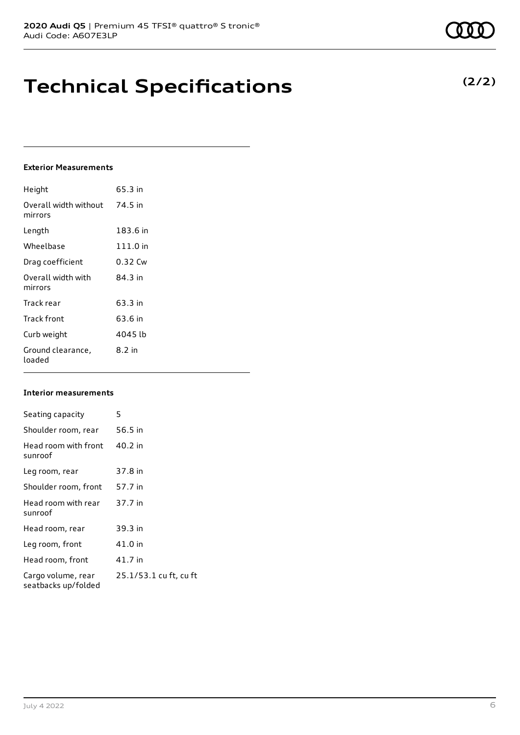# Technical Specifications

**(2/2)**

#### Exterior Measurements

| | |
|---|---|
| Height | 65.3 in |
| Overall width without mirrors | 74.5 in |
| Length | 183.6 in |
| Wheelbase | 111.0 in |
| Drag coefficient | 0.32 Cw |
| Overall width with mirrors | 84.3 in |
| Track rear | 63.3 in |
| Track front | 63.6 in |
| Curb weight | 4045 lb |
| Ground clearance, loaded | 8.2 in |

#### Interior measurements

| | |
|---|---|
| Seating capacity | 5 |
| Shoulder room, rear | 56.5 in |
| Head room with front sunroof | 40.2 in |
| Leg room, rear | 37.8 in |
| Shoulder room, front | 57.7 in |
| Head room with rear sunroof | 37.7 in |
| Head room, rear | 39.3 in |
| Leg room, front | 41.0 in |
| Head room, front | 41.7 in |
| Cargo volume, rear seatbacks up/folded | 25.1/53.1 cu ft, cu ft |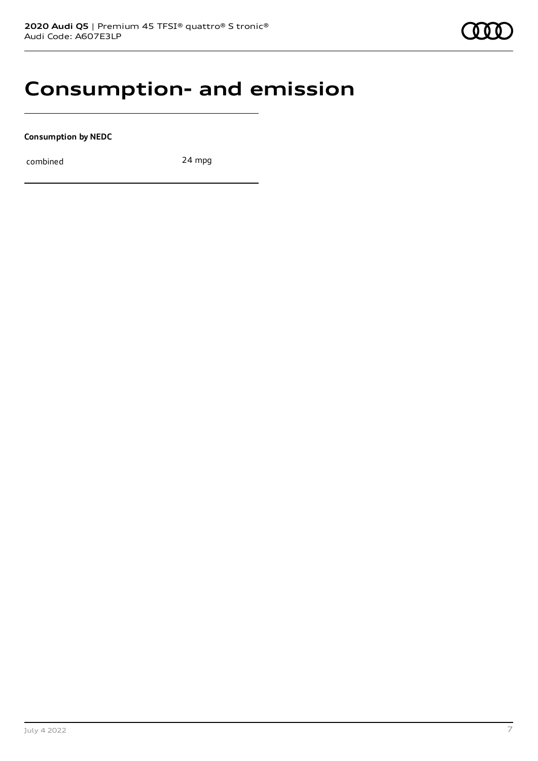# Consumption- and emission

**Consumption by NEDC**

| combined | 24 mpg |
|---|---|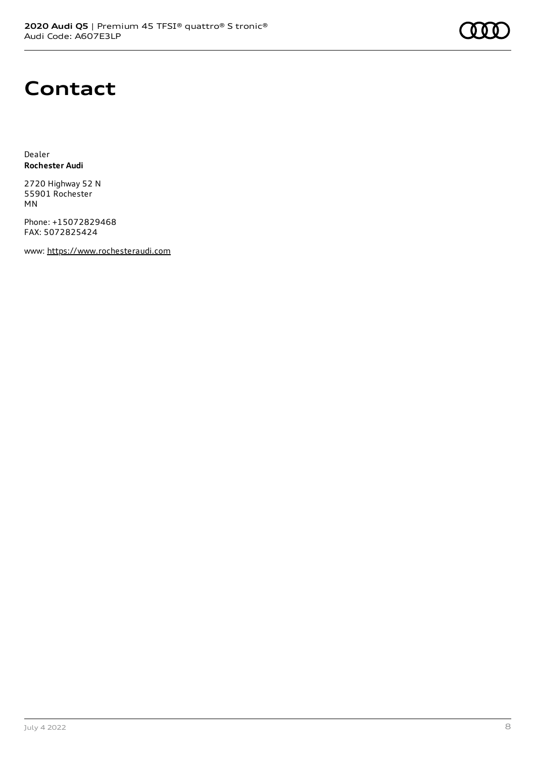# Contact

Dealer
**Rochester Audi**

2720 Highway 52 N
55901 Rochester
MN

Phone: +15072829468
FAX: 5072825424

www: https://www.rochesteraudi.com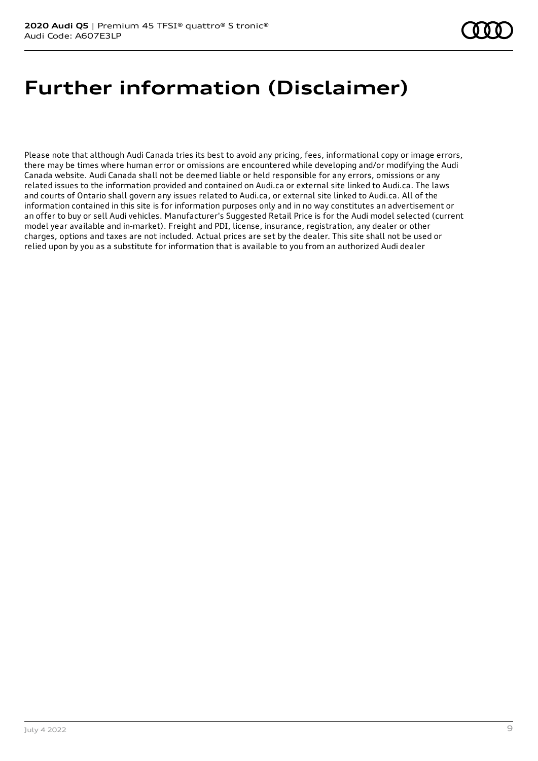# Further information (Disclaimer)

Please note that although Audi Canada tries its best to avoid any pricing, fees, informational copy or image errors, there may be times where human error or omissions are encountered while developing and/or modifying the Audi Canada website. Audi Canada shall not be deemed liable or held responsible for any errors, omissions or any related issues to the information provided and contained on Audi.ca or external site linked to Audi.ca. The laws and courts of Ontario shall govern any issues related to Audi.ca, or external site linked to Audi.ca. All of the information contained in this site is for information purposes only and in no way constitutes an advertisement or an offer to buy or sell Audi vehicles. Manufacturer's Suggested Retail Price is for the Audi model selected (current model year available and in-market). Freight and PDI, license, insurance, registration, any dealer or other charges, options and taxes are not included. Actual prices are set by the dealer. This site shall not be used or relied upon by you as a substitute for information that is available to you from an authorized Audi dealer